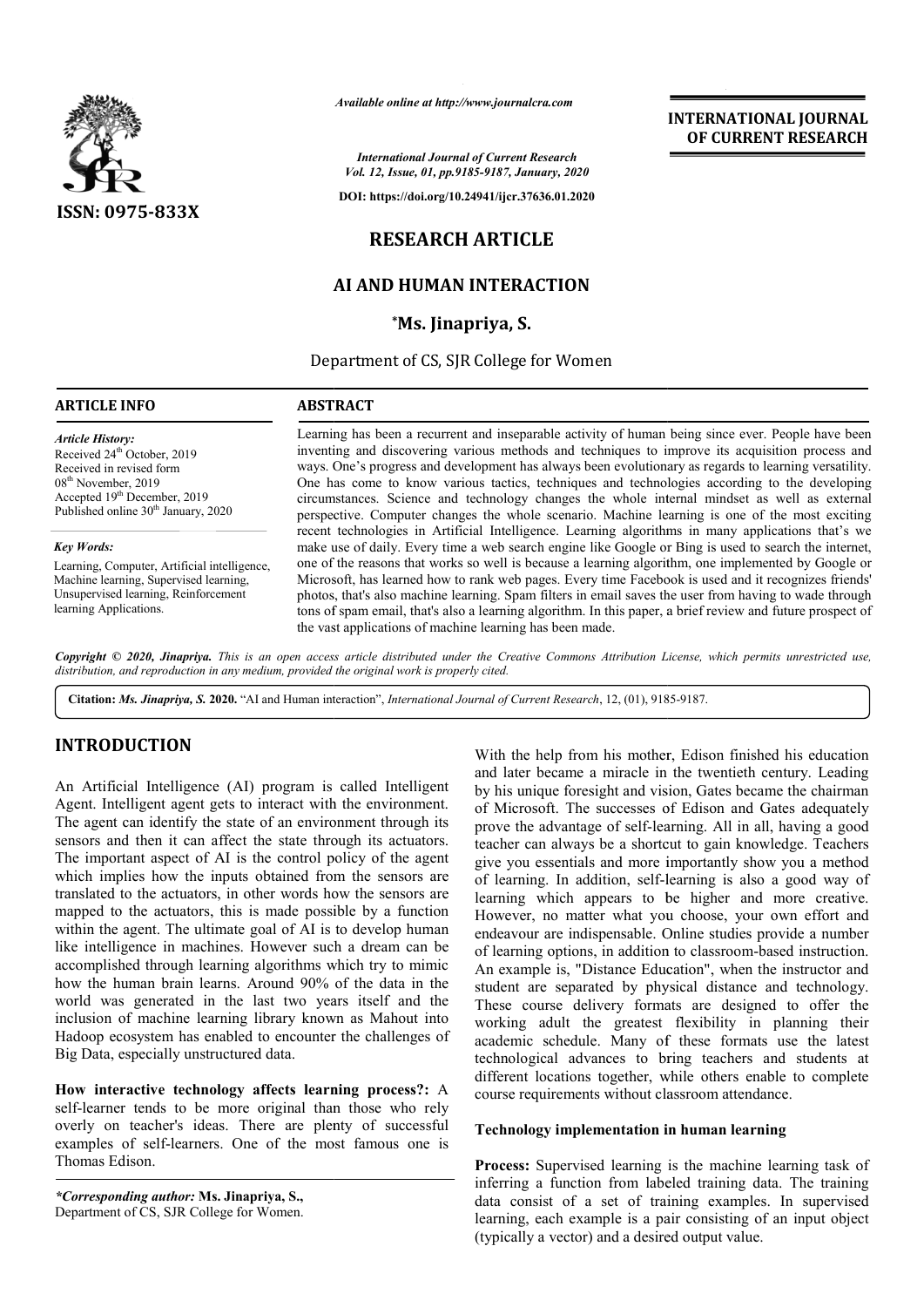ISSN: 0975-833X

*Available online at http://www.journalcra.com*

*International Journal of Current Research*
*Vol. 12, Issue, 01, pp.9185-9187, January, 2020*

**DOI: https://doi.org/10.24941/ijcr.37636.01.2020**

**INTERNATIONAL JOURNAL OF CURRENT RESEARCH**

# RESEARCH ARTICLE

# AI AND HUMAN INTERACTION

**\*Ms. Jinapriya, S.**

Department of CS, SJR College for Women

## ARTICLE INFO

*Article History:*
Received 24th October, 2019
Received in revised form
08th November, 2019
Accepted 19th December, 2019
Published online 30th January, 2020

*Key Words:*
Learning, Computer, Artificial intelligence, Machine learning, Supervised learning, Unsupervised learning, Reinforcement learning Applications.

## ABSTRACT

Learning has been a recurrent and inseparable activity of human being since ever. People have been inventing and discovering various methods and techniques to improve its acquisition process and ways. One's progress and development has always been evolutionary as regards to learning versatility. One has come to know various tactics, techniques and technologies according to the developing circumstances. Science and technology changes the whole internal mindset as well as external perspective. Computer changes the whole scenario. Machine learning is one of the most exciting recent technologies in Artificial Intelligence. Learning algorithms in many applications that's we make use of daily. Every time a web search engine like Google or Bing is used to search the internet, one of the reasons that works so well is because a learning algorithm, one implemented by Google or Microsoft, has learned how to rank web pages. Every time Facebook is used and it recognizes friends' photos, that's also machine learning. Spam filters in email saves the user from having to wade through tons of spam email, that's also a learning algorithm. In this paper, a brief review and future prospect of the vast applications of machine learning has been made.

*Copyright © 2020, Jinapriya. This is an open access article distributed under the Creative Commons Attribution License, which permits unrestricted use, distribution, and reproduction in any medium, provided the original work is properly cited.*

**Citation:** *Ms. Jinapriya, S.* **2020.** "AI and Human interaction", *International Journal of Current Research*, 12, (01), 9185-9187.

## INTRODUCTION

An Artificial Intelligence (AI) program is called Intelligent Agent. Intelligent agent gets to interact with the environment. The agent can identify the state of an environment through its sensors and then it can affect the state through its actuators. The important aspect of AI is the control policy of the agent which implies how the inputs obtained from the sensors are translated to the actuators, in other words how the sensors are mapped to the actuators, this is made possible by a function within the agent. The ultimate goal of AI is to develop human like intelligence in machines. However such a dream can be accomplished through learning algorithms which try to mimic how the human brain learns. Around 90% of the data in the world was generated in the last two years itself and the inclusion of machine learning library known as Mahout into Hadoop ecosystem has enabled to encounter the challenges of Big Data, especially unstructured data.

**How interactive technology affects learning process?:** A self-learner tends to be more original than those who rely overly on teacher's ideas. There are plenty of successful examples of self-learners. One of the most famous one is Thomas Edison.

With the help from his mother, Edison finished his education and later became a miracle in the twentieth century. Leading by his unique foresight and vision, Gates became the chairman of Microsoft. The successes of Edison and Gates adequately prove the advantage of self-learning. All in all, having a good teacher can always be a shortcut to gain knowledge. Teachers give you essentials and more importantly show you a method of learning. In addition, self-learning is also a good way of learning which appears to be higher and more creative. However, no matter what you choose, your own effort and endeavour are indispensable. Online studies provide a number of learning options, in addition to classroom-based instruction. An example is, "Distance Education", when the instructor and student are separated by physical distance and technology. These course delivery formats are designed to offer the working adult the greatest flexibility in planning their academic schedule. Many of these formats use the latest technological advances to bring teachers and students at different locations together, while others enable to complete course requirements without classroom attendance.

### Technology implementation in human learning

**Process:** Supervised learning is the machine learning task of inferring a function from labeled training data. The training data consist of a set of training examples. In supervised learning, each example is a pair consisting of an input object (typically a vector) and a desired output value.

*\*Corresponding author:* **Ms. Jinapriya, S.,**
Department of CS, SJR College for Women.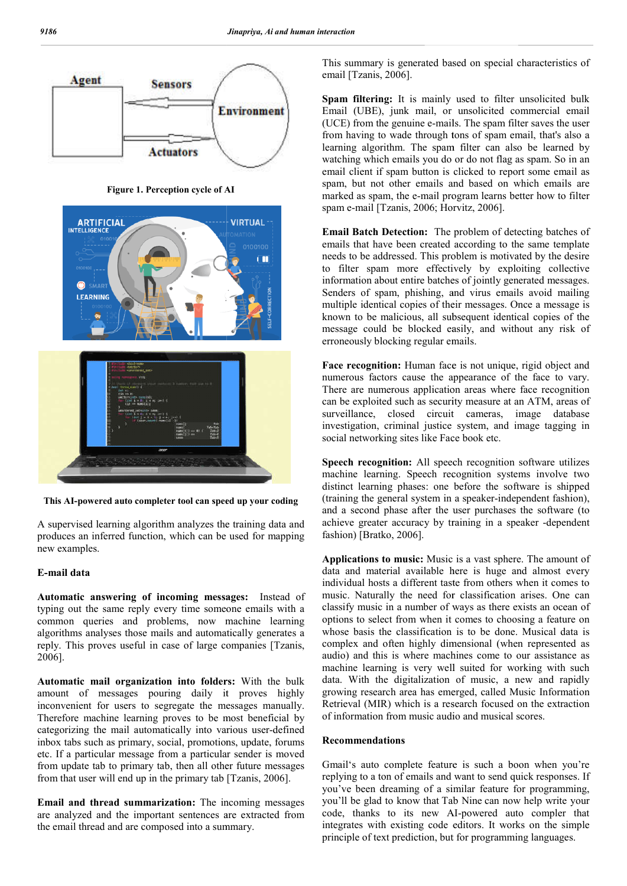Figure 1. Perception cycle of AI

This AI-powered auto completer tool can speed up your coding

A supervised learning algorithm analyzes the training data and produces an inferred function, which can be used for mapping new examples.

**E-mail data**

**Automatic answering of incoming messages:** Instead of typing out the same reply every time someone emails with a common queries and problems, now machine learning algorithms analyses those mails and automatically generates a reply. This proves useful in case of large companies [Tzanis, 2006].

**Automatic mail organization into folders:** With the bulk amount of messages pouring daily it proves highly inconvenient for users to segregate the messages manually. Therefore machine learning proves to be most beneficial by categorizing the mail automatically into various user-defined inbox tabs such as primary, social, promotions, update, forums etc. If a particular message from a particular sender is moved from update tab to primary tab, then all other future messages from that user will end up in the primary tab [Tzanis, 2006].

**Email and thread summarization:** The incoming messages are analyzed and the important sentences are extracted from the email thread and are composed into a summary. This summary is generated based on special characteristics of email [Tzanis, 2006].

**Spam filtering:** It is mainly used to filter unsolicited bulk Email (UBE), junk mail, or unsolicited commercial email (UCE) from the genuine e-mails. The spam filter saves the user from having to wade through tons of spam email, that's also a learning algorithm. The spam filter can also be learned by watching which emails you do or do not flag as spam. So in an email client if spam button is clicked to report some email as spam, but not other emails and based on which emails are marked as spam, the e-mail program learns better how to filter spam e-mail [Tzanis, 2006; Horvitz, 2006].

**Email Batch Detection:** The problem of detecting batches of emails that have been created according to the same template needs to be addressed. This problem is motivated by the desire to filter spam more effectively by exploiting collective information about entire batches of jointly generated messages. Senders of spam, phishing, and virus emails avoid mailing multiple identical copies of their messages. Once a message is known to be malicious, all subsequent identical copies of the message could be blocked easily, and without any risk of erroneously blocking regular emails.

**Face recognition:** Human face is not unique, rigid object and numerous factors cause the appearance of the face to vary. There are numerous application areas where face recognition can be exploited such as security measure at an ATM, areas of surveillance, closed circuit cameras, image database investigation, criminal justice system, and image tagging in social networking sites like Face book etc.

**Speech recognition:** All speech recognition software utilizes machine learning. Speech recognition systems involve two distinct learning phases: one before the software is shipped (training the general system in a speaker-independent fashion), and a second phase after the user purchases the software (to achieve greater accuracy by training in a speaker -dependent fashion) [Bratko, 2006].

**Applications to music:** Music is a vast sphere. The amount of data and material available here is huge and almost every individual hosts a different taste from others when it comes to music. Naturally the need for classification arises. One can classify music in a number of ways as there exists an ocean of options to select from when it comes to choosing a feature on whose basis the classification is to be done. Musical data is complex and often highly dimensional (when represented as audio) and this is where machines come to our assistance as machine learning is very well suited for working with such data. With the digitalization of music, a new and rapidly growing research area has emerged, called Music Information Retrieval (MIR) which is a research focused on the extraction of information from music audio and musical scores.

**Recommendations**

Gmail's auto complete feature is such a boon when you're replying to a ton of emails and want to send quick responses. If you've been dreaming of a similar feature for programming, you'll be glad to know that Tab Nine can now help write your code, thanks to its new AI-powered auto compler that integrates with existing code editors. It works on the simple principle of text prediction, but for programming languages.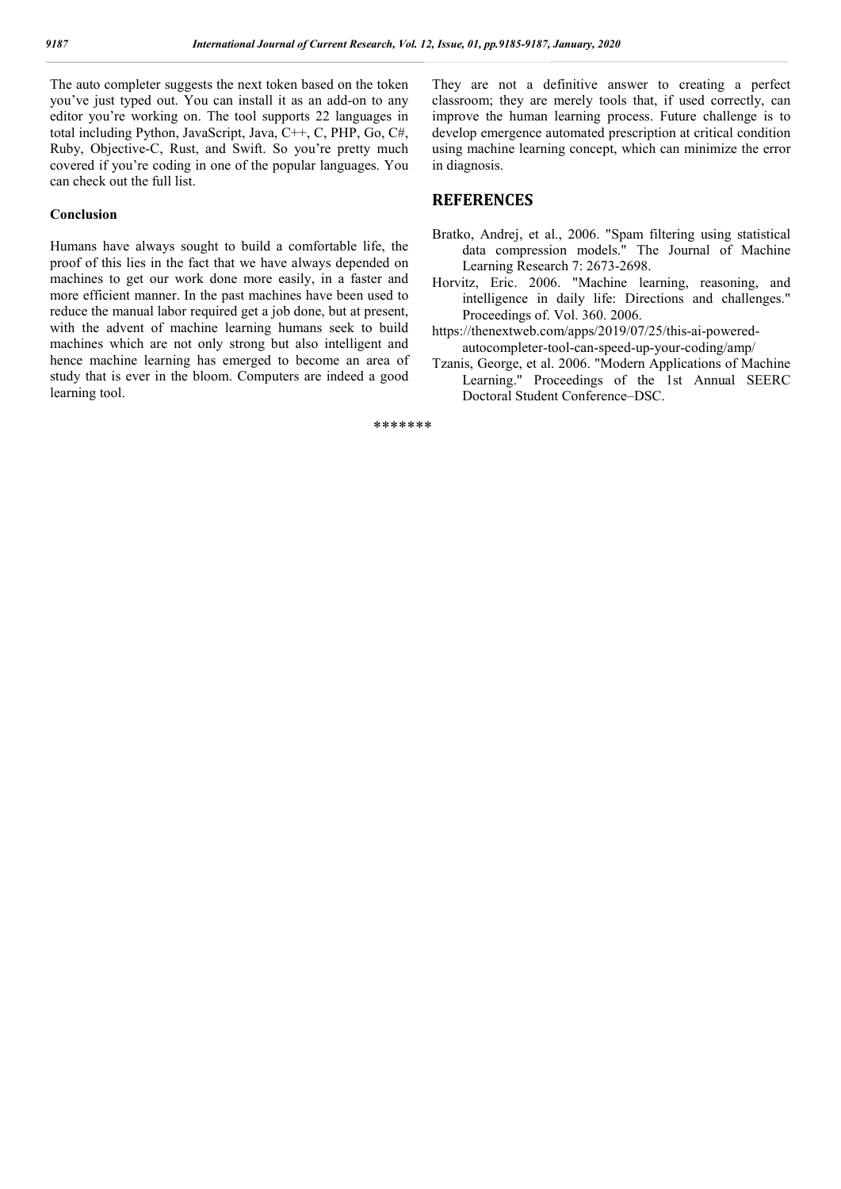The auto completer suggests the next token based on the token you've just typed out. You can install it as an add-on to any editor you're working on. The tool supports 22 languages in total including Python, JavaScript, Java, C++, C, PHP, Go, C#, Ruby, Objective-C, Rust, and Swift. So you're pretty much covered if you're coding in one of the popular languages. You can check out the full list.

### Conclusion

Humans have always sought to build a comfortable life, the proof of this lies in the fact that we have always depended on machines to get our work done more easily, in a faster and more efficient manner. In the past machines have been used to reduce the manual labor required get a job done, but at present, with the advent of machine learning humans seek to build machines which are not only strong but also intelligent and hence machine learning has emerged to become an area of study that is ever in the bloom. Computers are indeed a good learning tool. They are not a definitive answer to creating a perfect classroom; they are merely tools that, if used correctly, can improve the human learning process. Future challenge is to develop emergence automated prescription at critical condition using machine learning concept, which can minimize the error in diagnosis.

## REFERENCES

Bratko, Andrej, et al., 2006. "Spam filtering using statistical data compression models." The Journal of Machine Learning Research 7: 2673-2698.

Horvitz, Eric. 2006. "Machine learning, reasoning, and intelligence in daily life: Directions and challenges." Proceedings of. Vol. 360. 2006.

https://thenextweb.com/apps/2019/07/25/this-ai-powered-autocompleter-tool-can-speed-up-your-coding/amp/

Tzanis, George, et al. 2006. "Modern Applications of Machine Learning." Proceedings of the 1st Annual SEERC Doctoral Student Conference–DSC.

*******